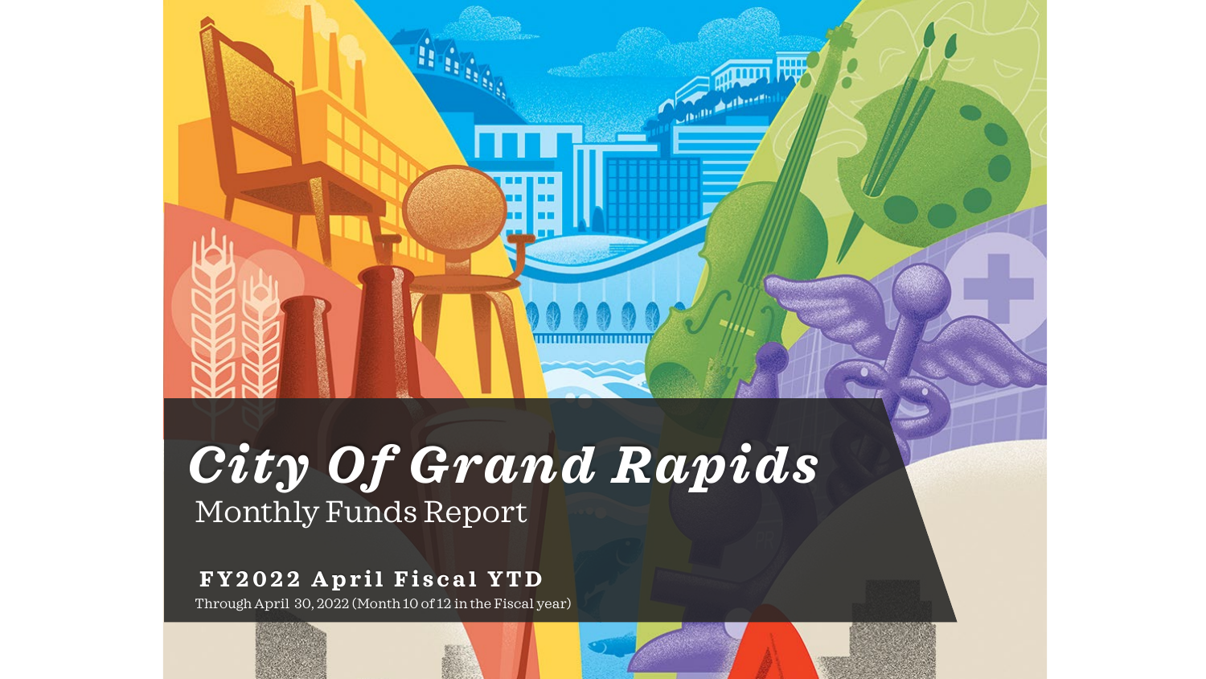# City Of Grand Rapids

## Monthly Funds Report

**FY2022 April Fiscal YTD**

Through April 30, 2022 (Month 10 of 12 in the Fiscal year)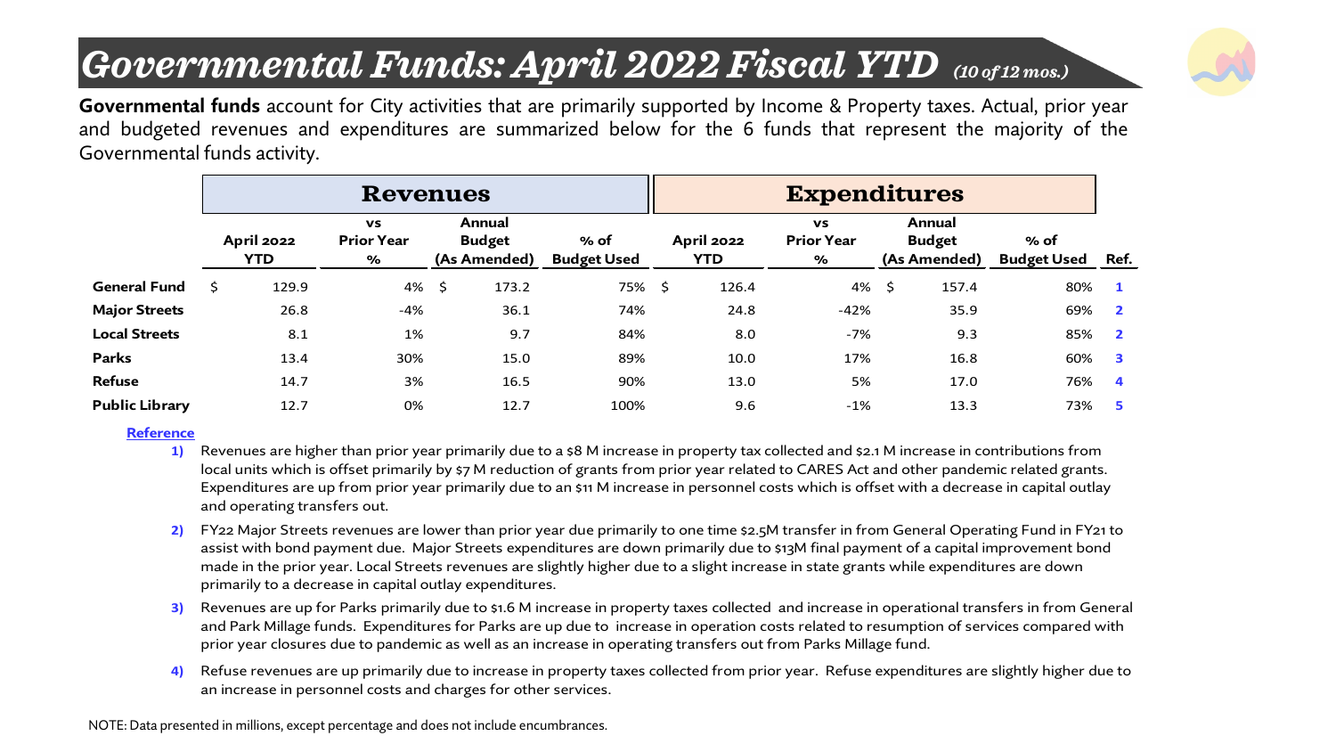# *Governmental Funds: April 2022 Fiscal YTD* *(10 of 12 mos.)*

**Governmental funds** account for City activities that are primarily supported by Income & Property taxes. Actual, prior year and budgeted revenues and expenditures are summarized below for the 6 funds that represent the majority of the Governmental funds activity.

| | Revenues | | | | Expenditures | | | | |
|---|---|---|---|---|---|---|---|---|---|
| | April 2022 YTD | vs Prior Year % | Annual Budget (As Amended) | % of Budget Used | April 2022 YTD | vs Prior Year % | Annual Budget (As Amended) | % of Budget Used | Ref. |
| **General Fund** | $ 129.9 | 4% | $ 173.2 | 75% | $ 126.4 | 4% | $ 157.4 | 80% | 1 |
| **Major Streets** | 26.8 | -4% | 36.1 | 74% | 24.8 | -42% | 35.9 | 69% | 2 |
| **Local Streets** | 8.1 | 1% | 9.7 | 84% | 8.0 | -7% | 9.3 | 85% | 2 |
| **Parks** | 13.4 | 30% | 15.0 | 89% | 10.0 | 17% | 16.8 | 60% | 3 |
| **Refuse** | 14.7 | 3% | 16.5 | 90% | 13.0 | 5% | 17.0 | 76% | 4 |
| **Public Library** | 12.7 | 0% | 12.7 | 100% | 9.6 | -1% | 13.3 | 73% | 5 |

**Reference**

1) Revenues are higher than prior year primarily due to a $8 M increase in property tax collected and $2.1 M increase in contributions from local units which is offset primarily by $7 M reduction of grants from prior year related to CARES Act and other pandemic related grants. Expenditures are up from prior year primarily due to an $11 M increase in personnel costs which is offset with a decrease in capital outlay and operating transfers out.

2) FY22 Major Streets revenues are lower than prior year due primarily to one time $2.5M transfer in from General Operating Fund in FY21 to assist with bond payment due. Major Streets expenditures are down primarily due to $13M final payment of a capital improvement bond made in the prior year. Local Streets revenues are slightly higher due to a slight increase in state grants while expenditures are down primarily to a decrease in capital outlay expenditures.

3) Revenues are up for Parks primarily due to $1.6 M increase in property taxes collected and increase in operational transfers in from General and Park Millage funds. Expenditures for Parks are up due to increase in operation costs related to resumption of services compared with prior year closures due to pandemic as well as an increase in operating transfers out from Parks Millage fund.

4) Refuse revenues are up primarily due to increase in property taxes collected from prior year. Refuse expenditures are slightly higher due to an increase in personnel costs and charges for other services.

NOTE: Data presented in millions, except percentage and does not include encumbrances.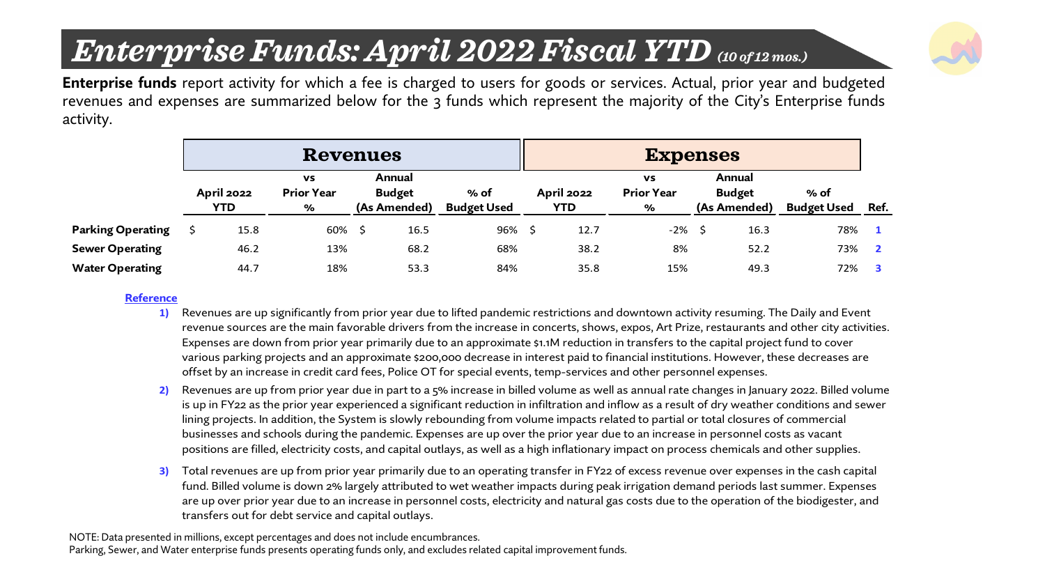# *Enterprise Funds: April 2022 Fiscal YTD* *(10 of 12 mos.)*

**Enterprise funds** report activity for which a fee is charged to users for goods or services. Actual, prior year and budgeted revenues and expenses are summarized below for the 3 funds which represent the majority of the City's Enterprise funds activity.

| | Revenues | | | | Expenses | | | | |
|---|---|---|---|---|---|---|---|---|---|
| | April 2022 YTD | vs Prior Year % | Annual Budget (As Amended) | % of Budget Used | April 2022 YTD | vs Prior Year % | Annual Budget (As Amended) | % of Budget Used | Ref. |
| **Parking Operating** | $ 15.8 | 60% | $ 16.5 | 96% | $ 12.7 | -2% | $ 16.3 | 78% | 1 |
| **Sewer Operating** | 46.2 | 13% | 68.2 | 68% | 38.2 | 8% | 52.2 | 73% | 2 |
| **Water Operating** | 44.7 | 18% | 53.3 | 84% | 35.8 | 15% | 49.3 | 72% | 3 |

**Reference**

1) Revenues are up significantly from prior year due to lifted pandemic restrictions and downtown activity resuming. The Daily and Event revenue sources are the main favorable drivers from the increase in concerts, shows, expos, Art Prize, restaurants and other city activities. Expenses are down from prior year primarily due to an approximate $1.1M reduction in transfers to the capital project fund to cover various parking projects and an approximate $200,000 decrease in interest paid to financial institutions. However, these decreases are offset by an increase in credit card fees, Police OT for special events, temp-services and other personnel expenses.

2) Revenues are up from prior year due in part to a 5% increase in billed volume as well as annual rate changes in January 2022. Billed volume is up in FY22 as the prior year experienced a significant reduction in infiltration and inflow as a result of dry weather conditions and sewer lining projects. In addition, the System is slowly rebounding from volume impacts related to partial or total closures of commercial businesses and schools during the pandemic. Expenses are up over the prior year due to an increase in personnel costs as vacant positions are filled, electricity costs, and capital outlays, as well as a high inflationary impact on process chemicals and other supplies.

3) Total revenues are up from prior year primarily due to an operating transfer in FY22 of excess revenue over expenses in the cash capital fund. Billed volume is down 2% largely attributed to wet weather impacts during peak irrigation demand periods last summer. Expenses are up over prior year due to an increase in personnel costs, electricity and natural gas costs due to the operation of the biodigester, and transfers out for debt service and capital outlays.

NOTE: Data presented in millions, except percentages and does not include encumbrances.
Parking, Sewer, and Water enterprise funds presents operating funds only, and excludes related capital improvement funds.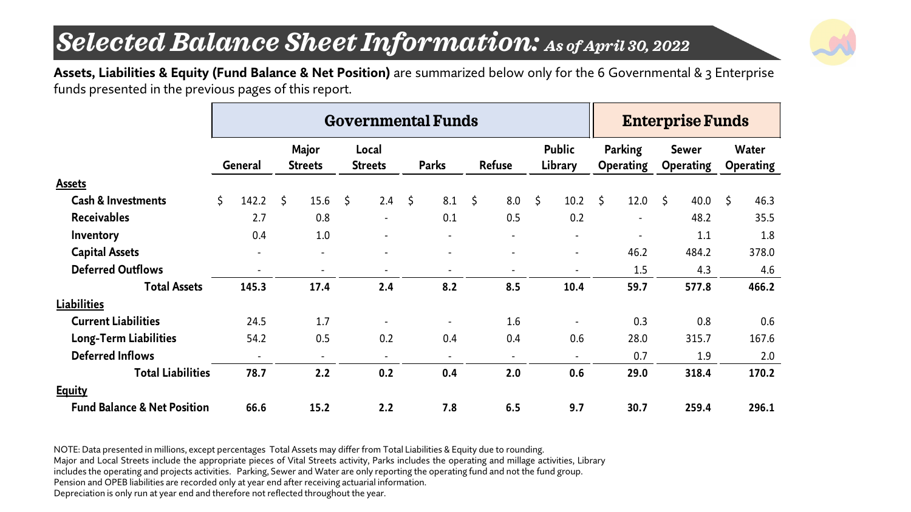# Selected Balance Sheet Information: *As of April 30, 2022*

**Assets, Liabilities & Equity (Fund Balance & Net Position)** are summarized below only for the 6 Governmental & 3 Enterprise funds presented in the previous pages of this report.

| | Governmental Funds | | | | | | Enterprise Funds | | |
|---|---|---|---|---|---|---|---|---|---|
| | General | Major Streets | Local Streets | Parks | Refuse | Public Library | Parking Operating | Sewer Operating | Water Operating |
| **Assets** | | | | | | | | | |
| **Cash & Investments** | $ 142.2 | $ 15.6 | $ 2.4 | $ 8.1 | $ 8.0 | $ 10.2 | $ 12.0 | $ 40.0 | $ 46.3 |
| **Receivables** | 2.7 | 0.8 | - | 0.1 | 0.5 | 0.2 | - | 48.2 | 35.5 |
| **Inventory** | 0.4 | 1.0 | - | - | - | - | - | 1.1 | 1.8 |
| **Capital Assets** | - | - | - | - | - | - | 46.2 | 484.2 | 378.0 |
| **Deferred Outflows** | - | - | - | - | - | - | 1.5 | 4.3 | 4.6 |
| **Total Assets** | **145.3** | **17.4** | **2.4** | **8.2** | **8.5** | **10.4** | **59.7** | **577.8** | **466.2** |
| **Liabilities** | | | | | | | | | |
| **Current Liabilities** | 24.5 | 1.7 | - | - | 1.6 | - | 0.3 | 0.8 | 0.6 |
| **Long-Term Liabilities** | 54.2 | 0.5 | 0.2 | 0.4 | 0.4 | 0.6 | 28.0 | 315.7 | 167.6 |
| **Deferred Inflows** | - | - | - | - | - | - | 0.7 | 1.9 | 2.0 |
| **Total Liabilities** | **78.7** | **2.2** | **0.2** | **0.4** | **2.0** | **0.6** | **29.0** | **318.4** | **170.2** |
| **Equity** | | | | | | | | | |
| **Fund Balance & Net Position** | **66.6** | **15.2** | **2.2** | **7.8** | **6.5** | **9.7** | **30.7** | **259.4** | **296.1** |

NOTE: Data presented in millions, except percentages Total Assets may differ from Total Liabilities & Equity due to rounding.
Major and Local Streets include the appropriate pieces of Vital Streets activity, Parks includes the operating and millage activities, Library includes the operating and projects activities. Parking, Sewer and Water are only reporting the operating fund and not the fund group.
Pension and OPEB liabilities are recorded only at year end after receiving actuarial information.
Depreciation is only run at year end and therefore not reflected throughout the year.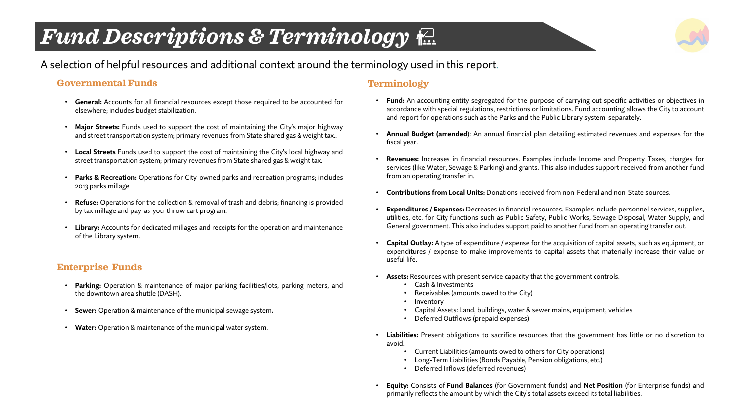# *Fund Descriptions & Terminology*

A selection of helpful resources and additional context around the terminology used in this report.

## Governmental Funds

- **General:** Accounts for all financial resources except those required to be accounted for elsewhere; includes budget stabilization.
- **Major Streets:** Funds used to support the cost of maintaining the City's major highway and street transportation system; primary revenues from State shared gas & weight tax..
- **Local Streets** Funds used to support the cost of maintaining the City's local highway and street transportation system; primary revenues from State shared gas & weight tax.
- **Parks & Recreation:** Operations for City-owned parks and recreation programs; includes 2013 parks millage
- **Refuse:** Operations for the collection & removal of trash and debris; financing is provided by tax millage and pay-as-you-throw cart program.
- **Library:** Accounts for dedicated millages and receipts for the operation and maintenance of the Library system.

## Enterprise Funds

- **Parking:** Operation & maintenance of major parking facilities/lots, parking meters, and the downtown area shuttle (DASH).
- **Sewer:** Operation & maintenance of the municipal sewage system**.**
- **Water:** Operation & maintenance of the municipal water system.

## Terminology

- **Fund:** An accounting entity segregated for the purpose of carrying out specific activities or objectives in accordance with special regulations, restrictions or limitations. Fund accounting allows the City to account and report for operations such as the Parks and the Public Library system separately.
- **Annual Budget (amended**): An annual financial plan detailing estimated revenues and expenses for the fiscal year.
- **Revenues:** Increases in financial resources. Examples include Income and Property Taxes, charges for services (like Water, Sewage & Parking) and grants. This also includes support received from another fund from an operating transfer in.
- **Contributions from Local Units:** Donations received from non-Federal and non-State sources.
- **Expenditures / Expenses:** Decreases in financial resources. Examples include personnel services, supplies, utilities, etc. for City functions such as Public Safety, Public Works, Sewage Disposal, Water Supply, and General government. This also includes support paid to another fund from an operating transfer out.
- **Capital Outlay:** A type of expenditure / expense for the acquisition of capital assets, such as equipment, or expenditures / expense to make improvements to capital assets that materially increase their value or useful life.
- **Assets:** Resources with present service capacity that the government controls.
  - Cash & Investments
  - Receivables (amounts owed to the City)
  - Inventory
  - Capital Assets: Land, buildings, water & sewer mains, equipment, vehicles
  - Deferred Outflows (prepaid expenses)
- **Liabilities:** Present obligations to sacrifice resources that the government has little or no discretion to avoid.
  - Current Liabilities (amounts owed to others for City operations)
  - Long-Term Liabilities (Bonds Payable, Pension obligations, etc.)
  - Deferred Inflows (deferred revenues)
- **Equity:** Consists of **Fund Balances** (for Government funds) and **Net Position** (for Enterprise funds) and primarily reflects the amount by which the City's total assets exceed its total liabilities.